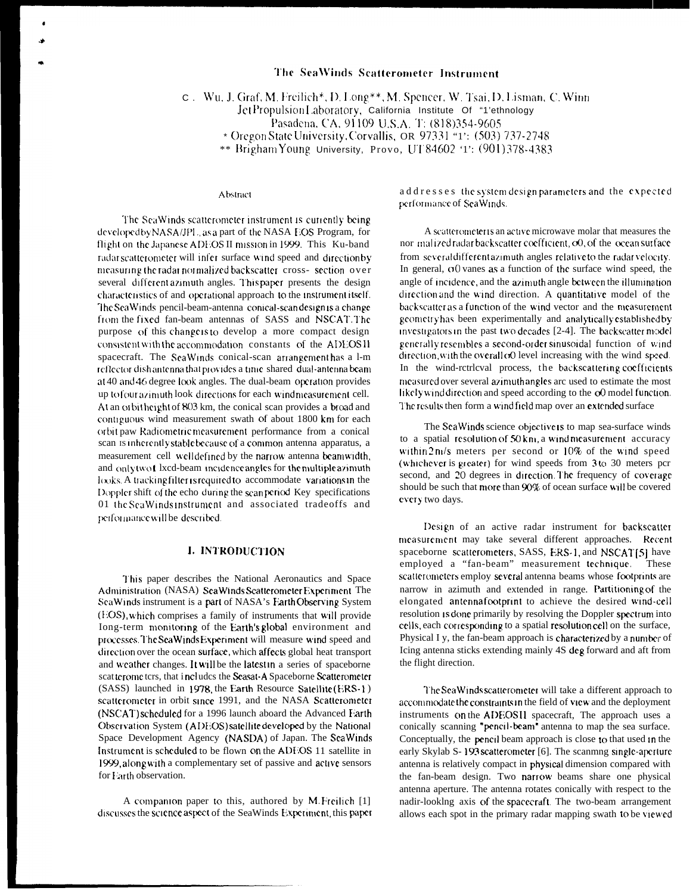# The SeaWinds Scatterometer Instrument

C. Wu, J. Graf, M. Freilich*, D. Long**, M. Spencer, W. Tsai, D. Lisman, C. Winn
Jet Propulsion Laboratory, California Institute Of "1'ethnology
Pasadena, CA, 91109 U.S.A. T: (818)354-9605
* Oregon State University, Corvallis, OR 97331 "1': (503) 737-2748
** Brigham Young University, Provo, UT 84602 '1': (901)378-4383

### Abstract

The SeaWinds scatterometer instrument is currently being developed by NASA/JPL, as a part of the NASA EOS Program, for flight on the Japanese ADEOS II mission in 1999. This Ku-band radar scatterometer will infer surface wind speed and direction by measuring the radar normalized backscatter cross- section over several different azimuth angles. This paper presents the design characteristics of and operational approach to the instrument itself. The SeaWinds pencil-beam-antenna conical-scan design is a change from the fixed fan-beam antennas of SASS and NSCAT. The purpose of this change is to develop a more compact design consistent with the accommodation constants of the ADEOS II spacecraft. The SeaWinds conical-scan arrangement has a 1-m reflector dish antenna that provides a time shared dual-antenna beam at 40 and 46 degree look angles. The dual-beam operation provides up to four azimuth look directions for each wind measurement cell. At an orbit height of 803 km, the conical scan provides a broad and contiguous wind measurement swath of about 1800 km for each orbit paw Radiometric measurement performance from a conical scan is inherently stable because of a common antenna apparatus, a measurement cell well defined by the narrow antenna beamwidth, and only two fixed-beam incidence angles for the multiple azimuth looks. A tracking filter is required to accommodate variations in the Doppler shift of the echo during the scan period Key specifications 01 the SeaWinds instrument and associated tradeoffs and performance will be described.

## I. INTRODUCTION

This paper describes the National Aeronautics and Space Administration (NASA) SeaWinds Scatterometer Experiment The SeaWinds instrument is a part of NASA's Earth Observing System (EOS), which comprises a family of instruments that will provide long-term monitoring of the Earth's global environment and processes. The SeaWinds Experiment will measure wind speed and direction over the ocean surface, which affects global heat transport and weather changes. It will be the latest in a series of spaceborne scatterometers, that includes the Seasat-A Spaceborne Scatterometer (SASS) launched in 1978, the Earth Resource Satellite (ERS-1) scatterometer in orbit since 1991, and the NASA Scatterometer (NSCAT) scheduled for a 1996 launch aboard the Advanced Earth Observation System (ADEOS) satellite developed by the National Space Development Agency (NASDA) of Japan. The SeaWinds Instrument is scheduled to be flown on the ADEOS 11 satellite in 1999, along with a complementary set of passive and active sensors for Earth observation.

A companion paper to this, authored by M. Freilich [1] discusses the science aspect of the SeaWinds Experiment, this paper addresses the system design parameters and the expected performance of SeaWinds.

A scatterometer is an active microwave molar that measures the normalized radar backscatter coefficient, σ0, of the ocean surface from several different azimuth angles relative to the radar velocity. In general, σ0 vanes as a function of the surface wind speed, the angle of incidence, and the azimuth angle between the illumination direction and the wind direction. A quantitative model of the backscatter as a function of the wind vector and the measurement geometry has been experimentally and analytically established by investigators in the past two decades [2-4]. The backscatter model generally resembles a second-order sinusoidal function of wind direction, with the overall σ0 level increasing with the wind speed. In the wind-retrieval process, the backscattering coefficients measured over several azimuth angles are used to estimate the most likely wind direction and speed according to the σ0 model function. The results then form a wind field map over an extended surface

The SeaWinds science objective is to map sea-surface winds to a spatial resolution of 50 km, a wind measurement accuracy within 2 m/s meters per second or 10% of the wind speed (whichever is greater) for wind speeds from 3 to 30 meters per second, and 20 degrees in direction. The frequency of coverage should be such that more than 90% of ocean surface will be covered every two days.

Design of an active radar instrument for backscatter measurement may take several different approaches. Recent spaceborne scatterometers, SASS, ERS-1, and NSCAT [5] have employed a "fan-beam" measurement technique. These scatterometers employ several antenna beams whose footprints are narrow in azimuth and extended in range. Partitioning of the elongated antenna footprint to achieve the desired wind-cell resolution is done primarily by resolving the Doppler spectrum into cells, each corresponding to a spatial resolution cell on the surface, Physical I y, the fan-beam approach is characterized by a number of Icing antenna sticks extending mainly 4S deg forward and aft from the flight direction.

The SeaWinds scatterometer will take a different approach to accommodate the constraints in the field of view and the deployment instruments on the ADEOS II spacecraft, The approach uses a conically scanning "pencil-beam" antenna to map the sea surface. Conceptually, the pencil beam approach is close to that used in the early Skylab S-193 scatterometer [6]. The scanning single-aperture antenna is relatively compact in physical dimension compared with the fan-beam design. Two narrow beams share one physical antenna aperture. The antenna rotates conically with respect to the nadir-looking axis of the spacecraft. The two-beam arrangement allows each spot in the primary radar mapping swath to be viewed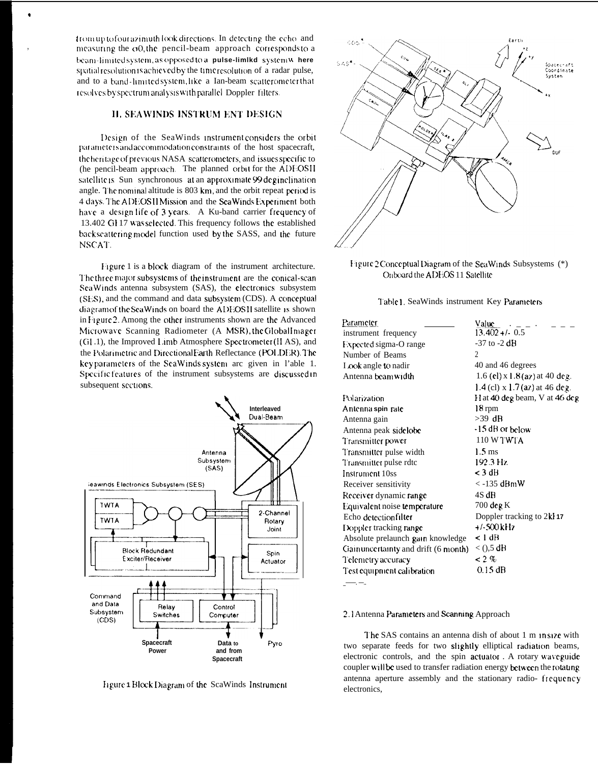from up to four azimuth look directions. In detecting the echo and measuring the σ0, the pencil-beam approach corresponds to a beam-limited system, as opposed to a pulse-limited system where spatial resolution is achieved by the time resolution of a radar pulse, and to a band-limited system, like a fan-beam scatterometer that resolves by spectrum analysis with parallel Doppler filters.

## II. SEAWINDS INSTRUMENT DESIGN

Design of the SeaWinds instrument considers the orbit parameters and accommodation constraints of the host spacecraft, the heritage of previous NASA scatterometers, and issues specific to the pencil-beam approach. The planned orbit for the ADEOS II satellite is Sun synchronous at an approximate 99 deg inclination angle. The nominal altitude is 803 km, and the orbit repeat period is 4 days. The ADEOS II Mission and the SeaWinds Experiment both have a design life of 3 years. A Ku-band carrier frequency of 13.402 GHz was selected. This frequency follows the established backscattering model function used by the SASS, and the future NSCAT.

Figure 1 is a block diagram of the instrument architecture. The three major subsystems of the instrument are the conical-scan SeaWinds antenna subsystem (SAS), the electronics subsystem (SES), and the command and data subsystem (CDS). A conceptual diagram of the SeaWinds on board the ADEOS II satellite is shown in Figure 2. Among the other instruments shown are the Advanced Microwave Scanning Radiometer (AMSR), the Global Imager (GLI), the Improved Limb Atmosphere Spectrometer (ILAS), and the Polarimetric and Directional Earth Reflectance (POLDER). The key parameters of the SeaWinds system are given in Table 1. Specific features of the instrument subsystems are discussed in subsequent sections.

Figure 1 Block Diagram of the SeaWinds Instrument

Figure 2 Conceptual Diagram of the SeaWinds Subsystems (*) Onboard the ADEOS II Satellite

Table 1. SeaWinds instrument Key Parameters

| Parameter | Value |
| --- | --- |
| instrument frequency | 13.402 +/- 0.5 |
| Expected sigma-O range | -37 to -2 dB |
| Number of Beams | 2 |
| Look angle to nadir | 40 and 46 degrees |
| Antenna beamwidth | 1.6 (el) x 1.8 (az) at 40 deg. |
| | 1.4 (el) x 1.7 (az) at 46 deg. |
| Polarization | H at 40 deg beam, V at 46 deg |
| Antenna spin rate | 18 rpm |
| Antenna gain | >39 dB |
| Antenna peak sidelobe | -15 dB or below |
| Transmitter power | 110 W TWTA |
| Transmitter pulse width | 1.5 ms |
| Transmitter pulse rate | 192.3 Hz |
| Instrument loss | < 3 dB |
| Receiver sensitivity | < -135 dBmW |
| Receiver dynamic range | 45 dB |
| Equivalent noise temperature | 700 deg K |
| Echo detection filter | Doppler tracking to 2kHz |
| Doppler tracking range | +/-500 kHz |
| Absolute prelaunch gain knowledge | < 1 dB |
| Gain uncertainty and drift (6 month) | < 0.5 dB |
| Telemetry accuracy | < 2 % |
| Test equipment calibration | 0.15 dB |

### 2.1 Antenna Parameters and Scanning Approach

The SAS contains an antenna dish of about 1 m in size with two separate feeds for two slightly elliptical radiation beams, electronic controls, and the spin actuator. A rotary waveguide coupler will be used to transfer radiation energy between the rotating antenna aperture assembly and the stationary radio-frequency electronics,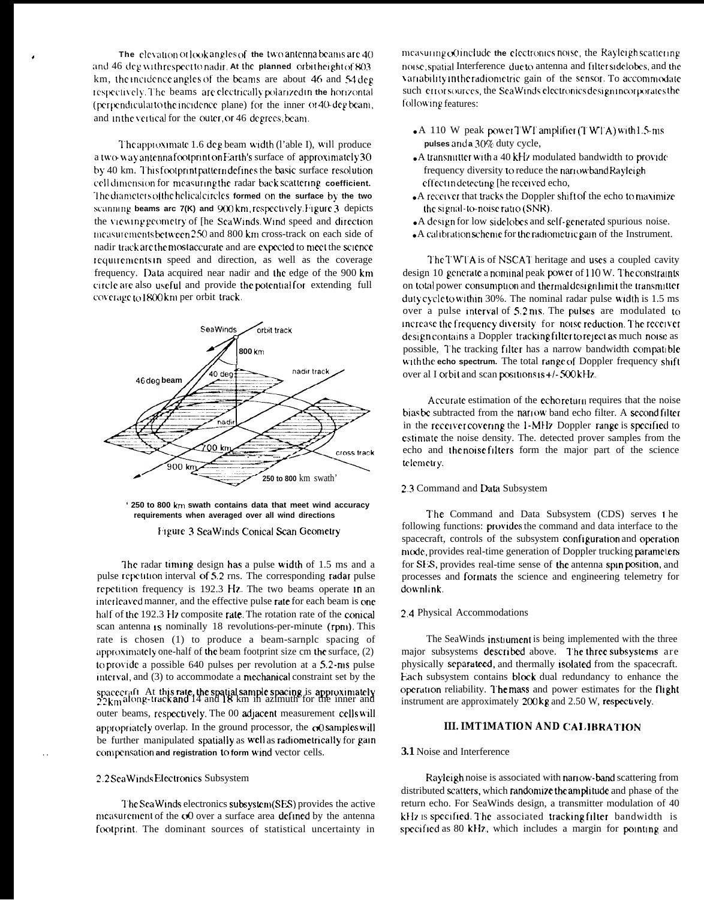The elevation or look angles of the two antenna beams are 40 and 46 deg with respect to nadir. At the planned orbit height of 803 km, the incidence angles of the beams are about 46 and 54 deg respectively. The beams are electrically polarized in the horizontal (perpendicular to the incidence plane) for the inner or 40-deg beam, and in the vertical for the outer, or 46 degrees, beam.

The approximate 1.6 deg beam width (Table I), will produce a two-way antenna footprint on Earth's surface of approximately 30 by 40 km. This footprint pattern defines the basic surface resolution cell dimension for measuring the radar backscattering coefficient. The diameters of the helical circles formed on the surface by the two scanning beams are 700 and 900 km, respectively. Figure 3 depicts the viewing geometry of the SeaWinds. Wind speed and direction measurements between 250 and 800 km cross-track on each side of nadir track are the most accurate and are expected to meet the science requirements in speed and direction, as well as the coverage frequency. Data acquired near nadir and the edge of the 900 km circle are also useful and provide the potential for extending full coverage to 1800 km per orbit track.

' 250 to 800 km swath contains data that meet wind accuracy requirements when averaged over all wind directions

Figure 3 SeaWinds Conical Scan Geometry

The radar timing design has a pulse width of 1.5 ms and a pulse repetition interval of 5.2 ms. The corresponding radar pulse repetition frequency is 192.3 Hz. The two beams operate in an interleaved manner, and the effective pulse rate for each beam is one half of the 192.3 Hz composite rate. The rotation rate of the conical scan antenna is nominally 18 revolutions-per-minute (rpm). This rate is chosen (1) to produce a beam-sample spacing of approximately one-half of the beam footprint size on the surface, (2) to provide a possible 640 pulses per revolution at a 5.2-ms pulse interval, and (3) to accommodate a mechanical constraint set by the spacecraft. At this rate, the spatial sample spacing is approximately 22 km along-track and 14 and 18 km in azimuth for the inner and outer beams, respectively. The $\sigma 0$ adjacent measurement cells will appropriately overlap. In the ground processor, the $\sigma 0$ samples will be further manipulated spatially as well as radiometrically for gain compensation and registration to form wind vector cells.

## 2.2 SeaWinds Electronics Subsystem

The SeaWinds electronics subsystem (SES) provides the active measurement of the $\sigma 0$ over a surface area defined by the antenna footprint. The dominant sources of statistical uncertainty in measuring $\sigma 0$ include the electronics noise, the Rayleigh scattering noise, spatial Interference due to antenna and filter sidelobes, and the variability in the radiometric gain of the sensor. To accommodate such error sources, the SeaWinds electronics design incorporates the following features:

- A 110 W peak power TWT amplifier (TWTA) with 1.5-ms pulses and a 30% duty cycle,
- A transmitter with a 40 kHz modulated bandwidth to provide frequency diversity to reduce the narrowband Rayleigh effect in detecting the received echo,
- A receiver that tracks the Doppler shift of the echo to maximize the signal-to-noise ratio (SNR).
- A design for low sidelobes and self-generated spurious noise.
- A calibration scheme for the radiometric gain of the Instrument.

The TWTA is of NSCAT heritage and uses a coupled cavity design 10 generate a nominal peak power of 110 W. The constraints on total power consumption and thermal design limit the transmitter duty cycle to within 30%. The nominal radar pulse width is 1.5 ms over a pulse interval of 5.2 ms. The pulses are modulated to increase the frequency diversity for noise reduction. The receiver design contains a Doppler tracking filter to reject as much noise as possible. The tracking filter has a narrow bandwidth compatible with the echo spectrum. The total range of Doppler frequency shift over all orbit and scan positions is +/- 500 kHz.

Accurate estimation of the echo return requires that the noise bias be subtracted from the narrow band echo filter. A second filter in the receiver covering the 1-MHz Doppler range is specified to estimate the noise density. The. detected prover samples from the echo and the noise filters form the major part of the science telemetry.

## 2.3 Command and Data Subsystem

The Command and Data Subsystem (CDS) serves the following functions: provides the command and data interface to the spacecraft, controls of the subsystem configuration and operation mode, provides real-time generation of Doppler trucking parameters for SES, provides real-time sense of the antenna spin position, and processes and formats the science and engineering telemetry for downlink.

## 2.4 Physical Accommodations

The SeaWinds instrument is being implemented with the three major subsystems described above. The three subsystems are physically separateed, and thermally isolated from the spacecraft. Each subsystem contains block dual redundancy to enhance the operation reliability. The mass and power estimates for the flight instrument are approximately 200 kg and 2.50 W, respectively.

# III. IMT1MATION AND CALIBRATION

## 3.1 Noise and Interference

Rayleigh noise is associated with narrow-band scattering from distributed scatters, which randomize the amplitude and phase of the return echo. For SeaWinds design, a transmitter modulation of 40 kHz is specified. The associated tracking filter bandwidth is specified as 80 kHz, which includes a margin for pointing and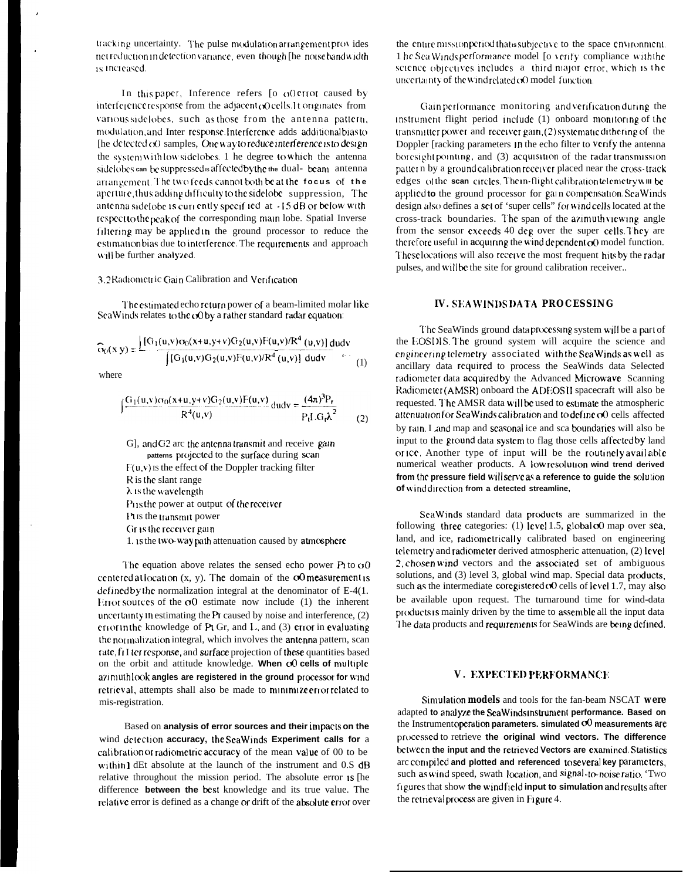tracking uncertainty. The pulse modulation arrangement provides net reduction in detection variance, even though the noise bandwidth is increased.

In this paper, Inference refers to $\sigma_0$ error caused by interference response from the adjacent $\sigma_0$ cells. It originates from various sidelobes, such as those from the antenna pattern, modulation, and Inter response. Interference adds additional bias to the detected $\sigma_0$ samples. One way to reduce interference is to design the system with low sidelobes. The degree to which the antenna sidelobes can be suppressed is affected by the the dual- beam antenna arrangement. The two feeds cannot both be at the focus of the aperture, thus adding difficulty to the sidelobe suppression. The antenna sidelobe is currently specified at -15 dB or below with respect to the peak of the corresponding main lobe. Spatial Inverse filtering may be applied in the ground processor to reduce the estimation bias due to interference. The requirements and approach will be further analyzed.

### 3.2 Radiometric Gain Calibration and Verification

The estimated echo return power of a beam-limited molar like SeaWinds relates to the $\sigma_0$ by a rather standard radar equation:

$$\hat{\sigma}_0(x,y) = \frac{\int [G_1(u,v)\sigma_0(x+u,y+v)G_2(u,v)F(u,v)/R^4(u,v)]\,dudv}{\int [G_1(u,v)G_2(u,v)F(u,v)/R^4(u,v)]\,dudv} \quad (1)$$

where

$$\int \frac{G_1(u,v)\sigma_0(x+u,y+v)G_2(u,v)F(u,v)}{R^4(u,v)}\,dudv = \frac{(4\pi)^3 P_r}{P_t L G_r \lambda^2} \quad (2)$$

$G_1$ and $G_2$ are the antenna transmit and receive gain patterns projected to the surface during scan

$F(u,v)$ is the effect of the Doppler tracking filter

$R$ is the slant range

$\lambda$ is the wavelength

$P_r$ is the power at output of the receiver

$P_t$ is the transmit power

$G_r$ is the receiver gain

$L$ is the two-way path attenuation caused by atmosphere

The equation above relates the sensed echo power $P_r$ to $\sigma_0$ centered at location (x, y). The domain of the $\sigma_0$ measurement is defined by the normalization integral at the denominator of E-4(1. Error sources of the $\sigma_0$ estimate now include (1) the inherent uncertainty in estimating the $P_r$ caused by noise and interference, (2) error in the knowledge of $P_t$ $G_r$, and $L$, and (3) error in evaluating the normalization integral, which involves the antenna pattern, scan rate, filter response, and surface projection of these quantities based on the orbit and attitude knowledge. When $\sigma_0$ cells of multiple azimuth look angles are registered in the ground processor for wind retrieval, attempts shall also be made to minimize error related to mis-registration.

Based on analysis of error sources and their impacts on the wind detection accuracy, the SeaWinds Experiment calls for a calibration or radiometric accuracy of the mean value of 00 to be within 1 dB absolute at the launch of the instrument and 0.5 dB relative throughout the mission period. The absolute error is the difference between the best knowledge and its true value. The relative error is defined as a change or drift of the absolute error over the entire mission period that is subjective to the space environment. The SeaWinds performance model to verify compliance with the science objectives includes a third major error, which is the uncertainty of the wind related $\sigma_0$ model function.

Gain performance monitoring and verification during the instrument flight include (1) onboard monitoring of the transmitter power and receiver gain, (2) systematic dithering of the Doppler tracking parameters in the echo filter to verify the antenna boresight pointing, and (3) acquisition of the radar transmission pattern by a ground calibration receiver placed near the cross-track edges of the scan circles. The in-flight calibration telemetry will be applied to the ground processor for gain compensation. SeaWinds design also defines a set of 'super cells" for wind cells located at the cross-track boundaries. The span of the azimuth viewing angle from the sensor exceeds 40 deg over the super cells. They are therefore useful in acquiring the wind dependent $\sigma_0$ model function. These locations will also receive the most frequent hits by the radar pulses, and will be the site for ground calibration receiver..

## IV. SEAWINDS DATA PROCESSING

The SeaWinds ground data processing system will be a part of the EOSDIS. The ground system will acquire the science and engineering telemetry associated with the SeaWinds as well as ancillary data required to process the SeaWinds data Selected radiometer data acquired by the Advanced Microwave Scanning Radiometer (AMSR) onboard the ADEOS II spacecraft will also be requested. The AMSR data will be used to estimate the atmospheric attenuation for SeaWinds calibration and to define $\sigma_0$ cells affected by rain. Land map and seasonal ice and sea boundaries will also be input to the ground data system to flag those cells affected by land or ice. Another type of input will be the routinely available numerical weather products. A low resolution wind trend derived from the pressure field will serve as a reference to guide the solution of wind direction from a detected streamline,

SeaWinds standard data products are summarized in the following three categories: (1) level 1.5, global $\sigma_0$ map over sea, land, and ice, radiometrically calibrated based on engineering telemetry and radiometer derived atmospheric attenuation, (2) level 2, chosen wind vectors and the associated set of ambiguous solutions, and (3) level 3, global wind map. Special data products, such as the intermediate coregistered $\sigma_0$ cells of level 1.7, may also be available upon request. The turnaround time for wind-data products is mainly driven by the time to assemble all the input data The data products and requirements for SeaWinds are being defined.

## V. EXPECTED PERFORMANCE

Simulation models and tools for the fan-beam NSCAT were adapted to analyze the SeaWinds instrument performance. Based on the Instrument operation parameters. simulated $\sigma_0$ measurements are processed to retrieve the original wind vectors. The difference between the input and the retrieved Vectors are examined. Statistics are compiled and plotted and referenced to several key parameters, such as wind speed, swath location, and signal-to-noise ratio. 'Two figures that show the wind field input to simulation and results after the retrieval process are given in Figure 4.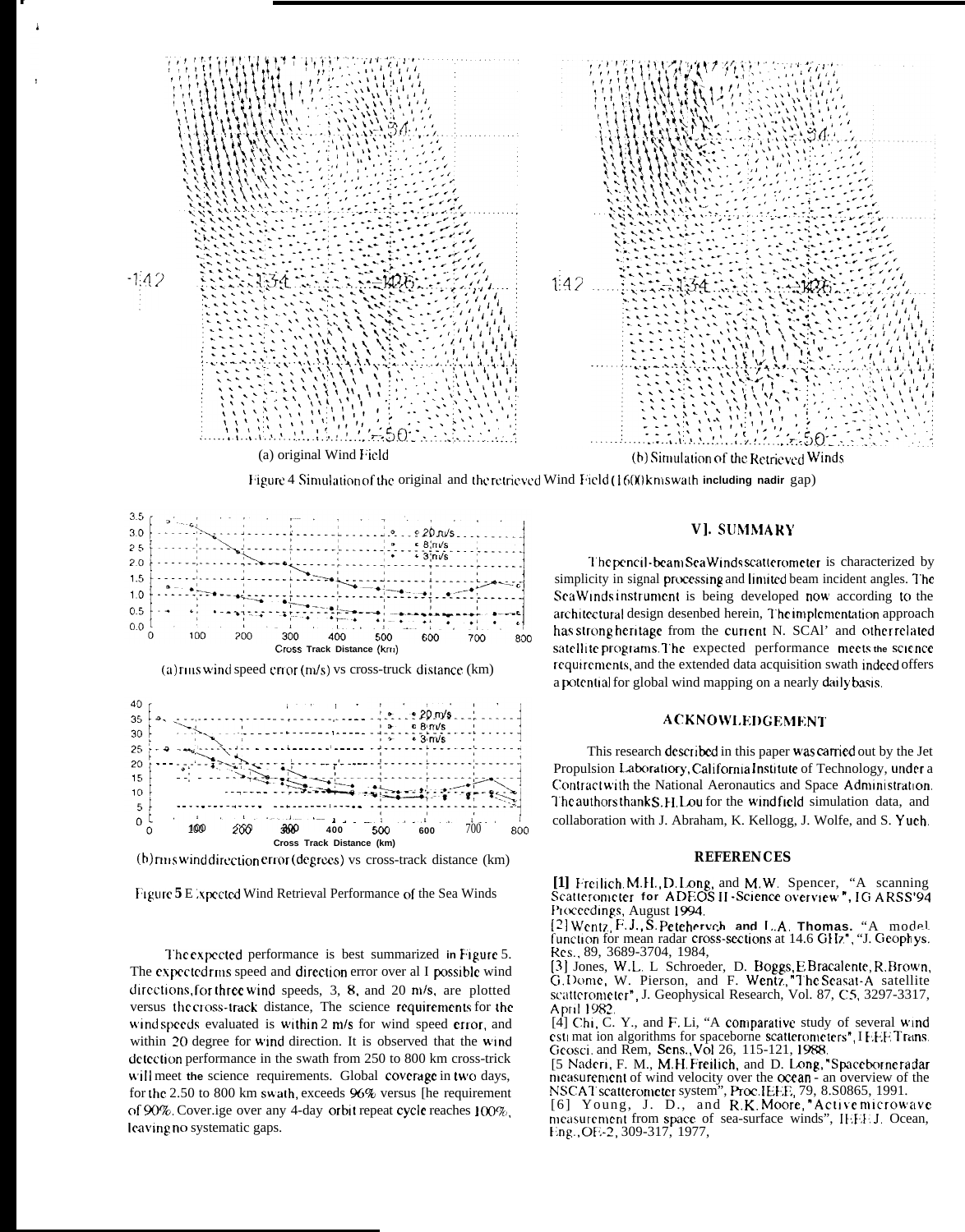-142 -134 -126 -34 -50

(a) original Wind Field

142 -134 -126 -34 -50

(b) Simulation of the Retrieved Winds

Figure 4 Simulation of the original and the retrieved Wind Field (1600 km swath including nadir gap)

3.5
3.0
2.5
2.0
1.5
1.0
0.5
0.0
0 100 200 300 400 500 600 700 800
Cross Track Distance (km)
20 m/s
8 m/s
3 m/s

(a) rms wind speed error (m/s) vs cross-truck distance (km)

40
35
30
25
20
15
10
5
0
0 100 200 300 400 500 600 700 800
Cross Track Distance (km)
20 m/s
8 m/s
3 m/s

(b) rms wind direction error (degrees) vs cross-track distance (km)

Figure 5 Expected Wind Retrieval Performance of the Sea Winds

The expected performance is best summarized in Figure 5. The expected rms speed and direction error over all possible wind directions, for three wind speeds, 3, 8, and 20 m/s, are plotted versus the cross-track distance, The science requirements for the wind speeds evaluated is within 2 m/s for wind speed error, and within 20 degree for wind direction. It is observed that the wind detection performance in the swath from 250 to 800 km cross-trick will meet the science requirements. Global coverage in two days, for the 2.50 to 800 km swath, exceeds 96% versus [he requirement of 90%. Coverage over any 4-day orbit repeat cycle reaches 100%, leaving no systematic gaps.

## VI. SUMMARY

The pencil-beam SeaWinds scatterometer is characterized by simplicity in signal processing and limited beam incident angles. The SeaWinds instrument is being developed now according to the architectural design desenbed herein, The implementation approach has strong heritage from the current N. SCAT and other related satellite programs. The expected performance meets the science requirements, and the extended data acquisition swath indeed offers a potential for global wind mapping on a nearly daily basis.

## ACKNOWLEDGEMENT

This research described in this paper was carried out by the Jet Propulsion Laboratory, California Institute of Technology, under a Contract with the National Aeronautics and Space Administration. The authors thank S. H. Lou for the windfield simulation data, and collaboration with J. Abraham, K. Kellogg, J. Wolfe, and S. Yueh.

## REFERENCES

[1] Freilich, M.H., D. Long, and M.W. Spencer, "A scanning Scatterometer for ADEOS II - Science overview", IGARSS'94 Proceedings, August 1994.

[2] Wentz, F. J., S. Peteherych and L.A. Thomas. "A model function for mean radar cross-sections at 14.6 GHz", "J. Geophys. Res., 89, 3689-3704, 1984,

[3] Jones, W.L. L Schroeder, D. Boggs, E Bracalente, R. Brown, G. Dome, W. Pierson, and F. Wentz, "The Seasat-A satellite scatterometer", J. Geophysical Research, Vol. 87, C5, 3297-3317, April 1982.

[4] Chi, C. Y., and F. Li, "A comparative study of several wind estimation algorithms for spaceborne scatterometers", IEEE Trans. Geosci. and Rem, Sens., Vol 26, 115-121, 1988.

[5 Naderi, F. M., M. H. Freilich, and D. Long, "Spaceborne radar measurement of wind velocity over the ocean - an overview of the NSCAT scatterometer system", Proc. IEEE, 79, 8.S0865, 1991.

[6] Young, J. D., and R. K. Moore, "Active microwave measurement from space of sea-surface winds", IEEE J. Ocean, Eng., OE-2, 309-317, 1977,